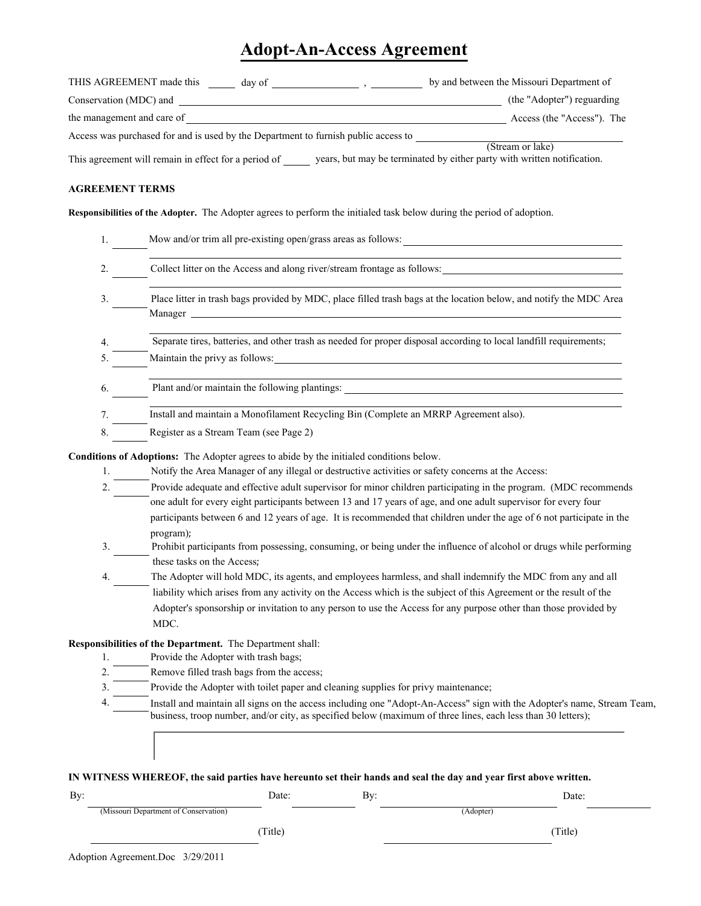# Adopt-An-Access Agreement

THIS AGREEMENT made this _____ day of ________________ , __________ by and between the Missouri Department of Conservation (MDC) and ________________________________________________ (the "Adopter") reguarding the management and care of ________________________________________________ Access (the "Access"). The Access was purchased for and is used by the Department to furnish public access to ________________________
(Stream or lake)

This agreement will remain in effect for a period of _____ years, but may be terminated by either party with written notification.

**AGREEMENT TERMS**

**Responsibilities of the Adopter.** The Adopter agrees to perform the initialed task below during the period of adoption.

1. ______ Mow and/or trim all pre-existing open/grass areas as follows: ________________________________
2. ______ Collect litter on the Access and along river/stream frontage as follows: ________________________________
3. ______ Place litter in trash bags provided by MDC, place filled trash bags at the location below, and notify the MDC Area Manager ________________________________
4. ______ Separate tires, batteries, and other trash as needed for proper disposal according to local landfill requirements;
5. ______ Maintain the privy as follows: ________________________________
6. ______ Plant and/or maintain the following plantings: ________________________________
7. ______ Install and maintain a Monofilament Recycling Bin (Complete an MRRP Agreement also).
8. ______ Register as a Stream Team (see Page 2)

**Conditions of Adoptions:** The Adopter agrees to abide by the initialed conditions below.

1. ______ Notify the Area Manager of any illegal or destructive activities or safety concerns at the Access:
2. ______ Provide adequate and effective adult supervisor for minor children participating in the program. (MDC recommends one adult for every eight participants between 13 and 17 years of age, and one adult supervisor for every four participants between 6 and 12 years of age. It is recommended that children under the age of 6 not participate in the program);
3. ______ Prohibit participants from possessing, consuming, or being under the influence of alcohol or drugs while performing these tasks on the Access;
4. ______ The Adopter will hold MDC, its agents, and employees harmless, and shall indemnify the MDC from any and all liability which arises from any activity on the Access which is the subject of this Agreement or the result of the Adopter's sponsorship or invitation to any person to use the Access for any purpose other than those provided by MDC.

**Responsibilities of the Department.** The Department shall:

1. ______ Provide the Adopter with trash bags;
2. ______ Remove filled trash bags from the access;
3. ______ Provide the Adopter with toilet paper and cleaning supplies for privy maintenance;
4. ______ Install and maintain all signs on the access including one "Adopt-An-Access" sign with the Adopter's name, Stream Team, business, troop number, and/or city, as specified below (maximum of three lines, each less than 30 letters);

**IN WITNESS WHEREOF, the said parties have hereunto set their hands and seal the day and year first above written.**

By: ______________________________ Date: __________ By: ______________________________ Date: __________
(Missouri Department of Conservation) (Adopter)

______________________________ (Title) ______________________________ (Title)

Adoption Agreement.Doc 3/29/2011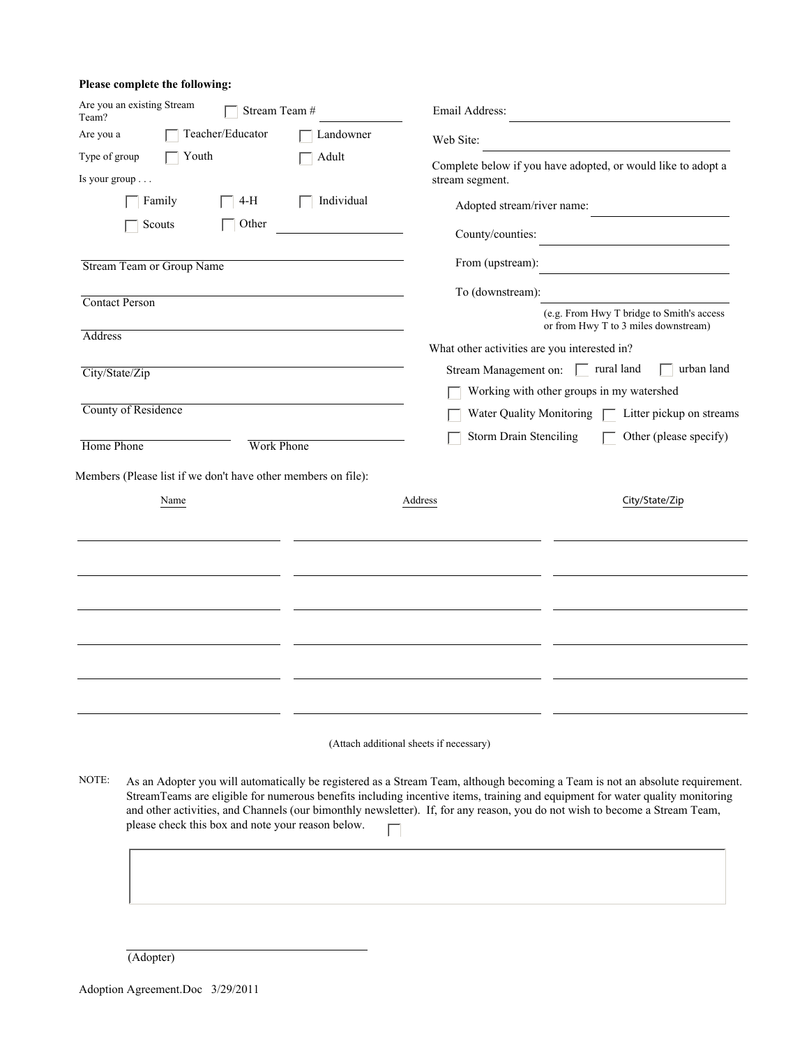**Please complete the following:**

Are you an existing Stream Team? ☐ Stream Team # ____________

Are you a ☐ Teacher/Educator ☐ Landowner

Type of group ☐ Youth ☐ Adult

Is your group . . .

☐ Family ☐ 4-H ☐ Individual

☐ Scouts ☐ Other ____________

Stream Team or Group Name ____________

Contact Person ____________

Address ____________

City/State/Zip ____________

County of Residence ____________

Home Phone ____________ Work Phone ____________

Email Address: ____________

Web Site: ____________

Complete below if you have adopted, or would like to adopt a stream segment.

Adopted stream/river name: ____________

County/counties: ____________

From (upstream): ____________

To (downstream): ____________

(e.g. From Hwy T bridge to Smith's access or from Hwy T to 3 miles downstream)

What other activities are you interested in?

Stream Management on: ☐ rural land ☐ urban land

☐ Working with other groups in my watershed

☐ Water Quality Monitoring ☐ Litter pickup on streams

☐ Storm Drain Stenciling ☐ Other (please specify)

Members (Please list if we don't have other members on file):

| Name | Address | City/State/Zip |
| --- | --- | --- |
| | | |
| | | |
| | | |
| | | |
| | | |
| | | |

(Attach additional sheets if necessary)

NOTE: As an Adopter you will automatically be registered as a Stream Team, although becoming a Team is not an absolute requirement. StreamTeams are eligible for numerous benefits including incentive items, training and equipment for water quality monitoring and other activities, and Channels (our bimonthly newsletter). If, for any reason, you do not wish to become a Stream Team, please check this box and note your reason below. ☐

____________

(Adopter)

Adoption Agreement.Doc 3/29/2011